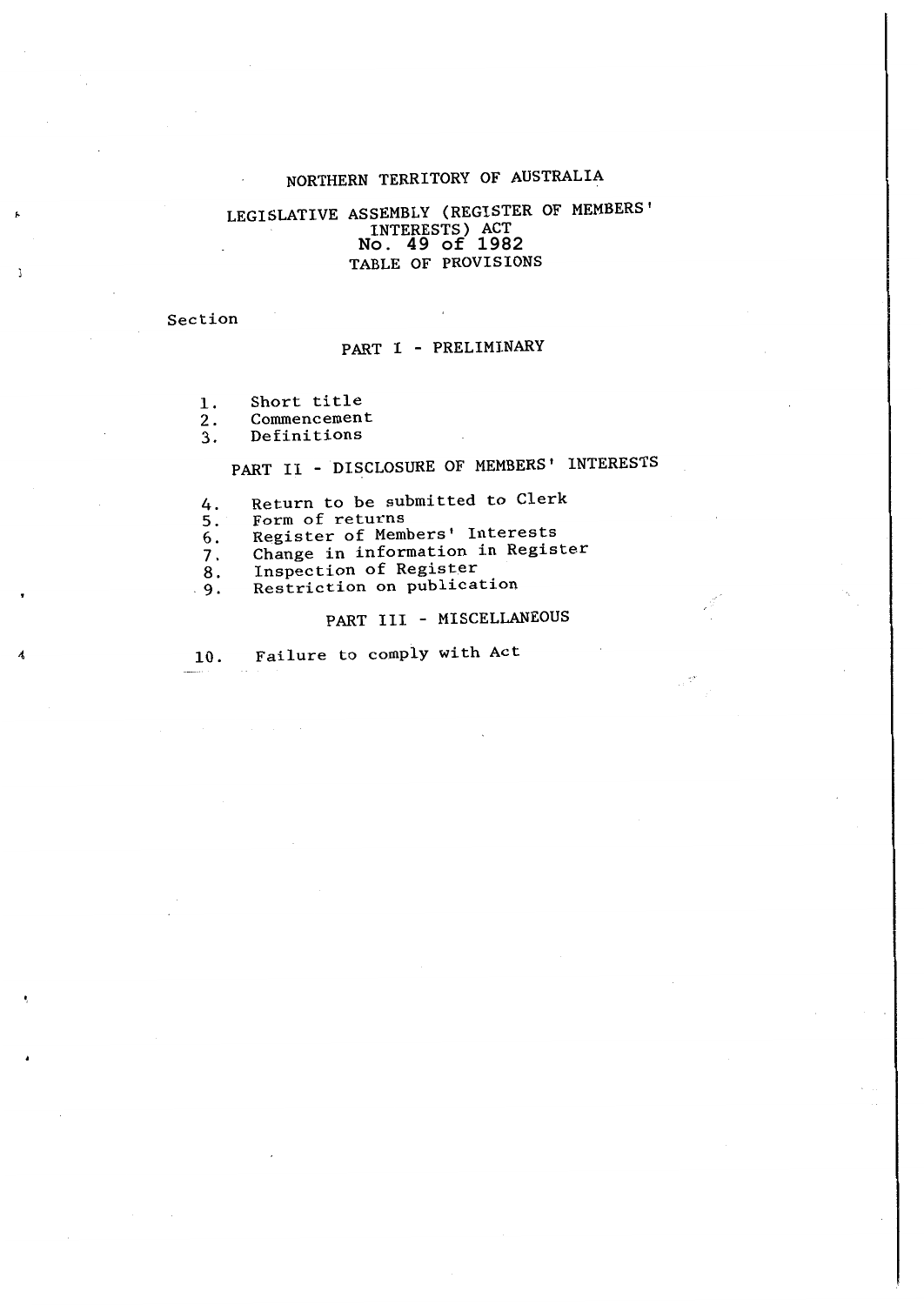# NORTHERN TERRITORY OF AUSTRALIA

## LEGISLATIVE ASSEMBLY (REGISTER OF MEMBERS' INTERESTS) ACT
## No. 49 of 1982

### TABLE OF PROVISIONS

Section

#### PART I - PRELIMINARY

1. Short title
2. Commencement
3. Definitions

#### PART II - DISCLOSURE OF MEMBERS' INTERESTS

4. Return to be submitted to Clerk
5. Form of returns
6. Register of Members' Interests
7. Change in information in Register
8. Inspection of Register
9. Restriction on publication

#### PART III - MISCELLANEOUS

10. Failure to comply with Act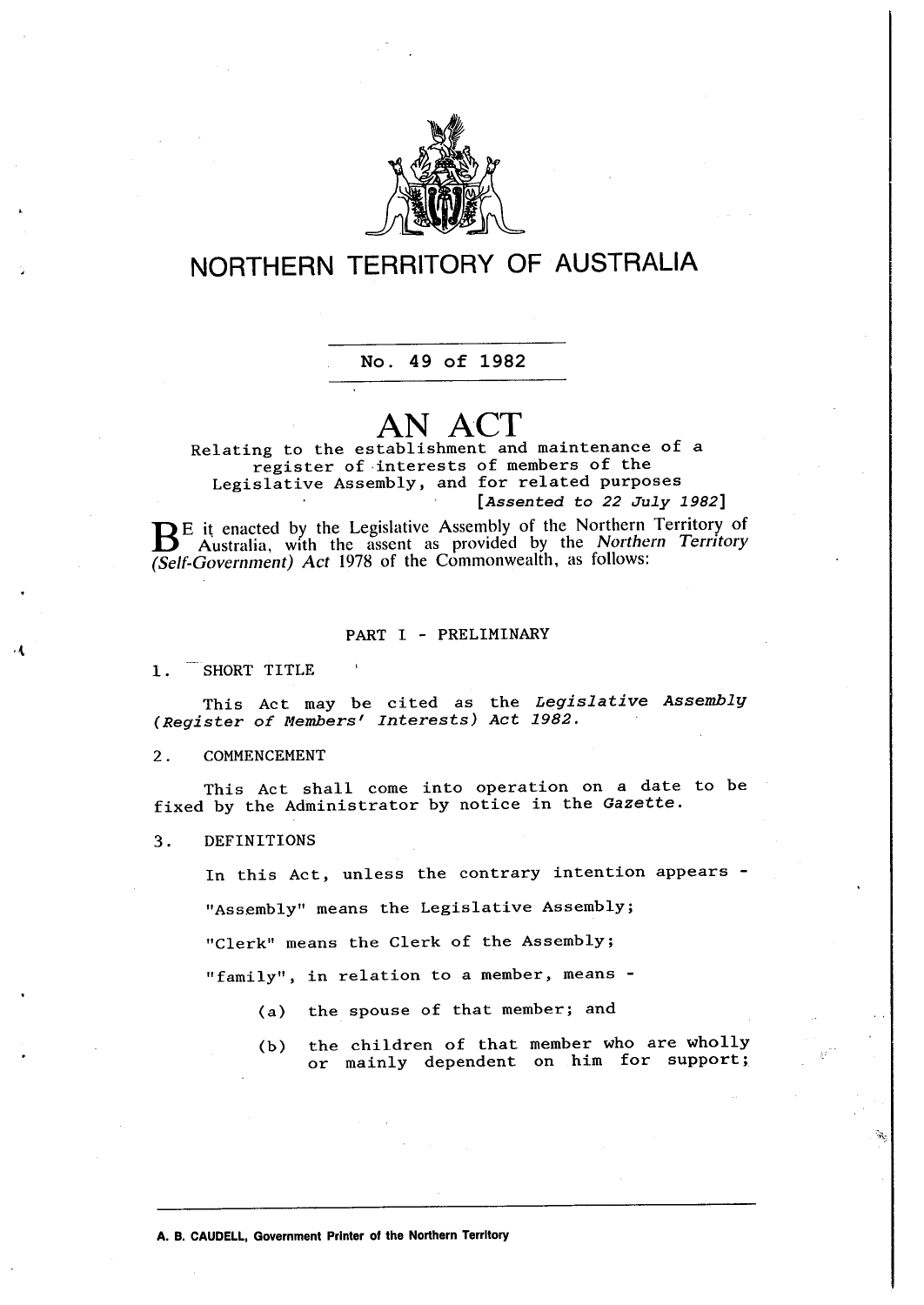# NORTHERN TERRITORY OF AUSTRALIA

No. 49 of 1982

## AN ACT

Relating to the establishment and maintenance of a register of interests of members of the Legislative Assembly, and for related purposes

[*Assented to 22 July 1982*]

BE it enacted by the Legislative Assembly of the Northern Territory of Australia, with the assent as provided by the *Northern Territory (Self-Government) Act* 1978 of the Commonwealth, as follows:

### PART I - PRELIMINARY

**1. SHORT TITLE**

This Act may be cited as the *Legislative Assembly (Register of Members' Interests) Act 1982*.

**2. COMMENCEMENT**

This Act shall come into operation on a date to be fixed by the Administrator by notice in the *Gazette*.

**3. DEFINITIONS**

In this Act, unless the contrary intention appears -

"Assembly" means the Legislative Assembly;

"Clerk" means the Clerk of the Assembly;

"family", in relation to a member, means -

(a) the spouse of that member; and

(b) the children of that member who are wholly or mainly dependent on him for support;

A. B. CAUDELL, Government Printer of the Northern Territory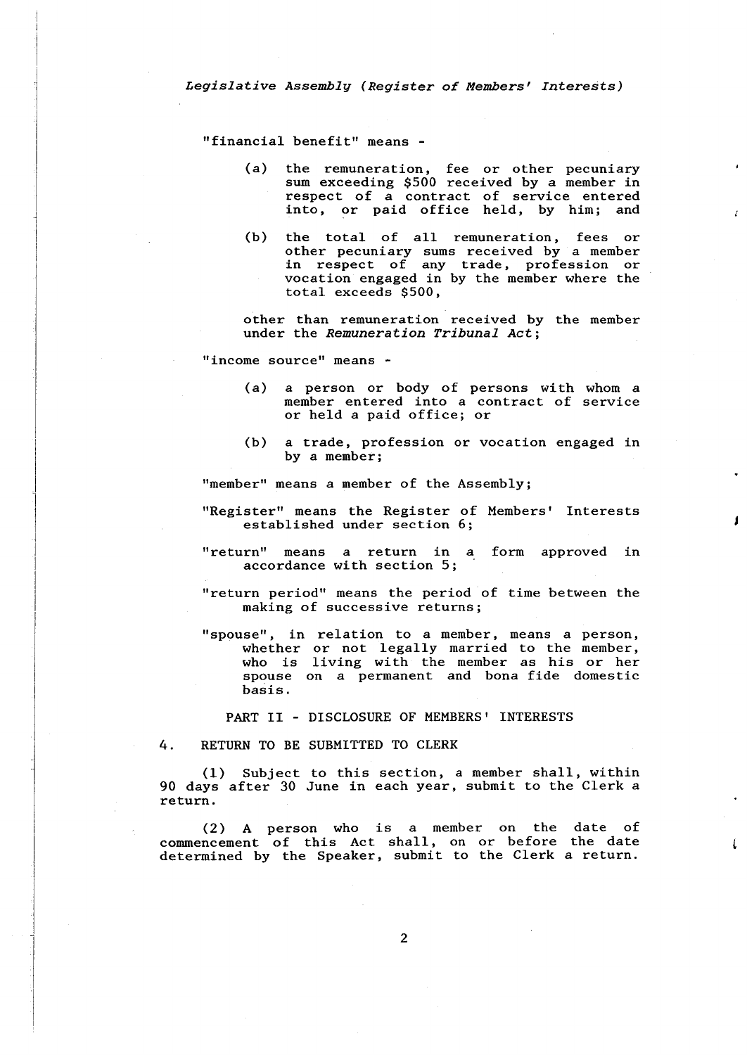"financial benefit" means -

(a) the remuneration, fee or other pecuniary sum exceeding $500 received by a member in respect of a contract of service entered into, or paid office held, by him; and

(b) the total of all remuneration, fees or other pecuniary sums received by a member in respect of any trade, profession or vocation engaged in by the member where the total exceeds $500,

other than remuneration received by the member under the *Remuneration Tribunal Act*;

"income source" means -

(a) a person or body of persons with whom a member entered into a contract of service or held a paid office; or

(b) a trade, profession or vocation engaged in by a member;

"member" means a member of the Assembly;

"Register" means the Register of Members' Interests established under section 6;

"return" means a return in a form approved in accordance with section 5;

"return period" means the period of time between the making of successive returns;

"spouse", in relation to a member, means a person, whether or not legally married to the member, who is living with the member as his or her spouse on a permanent and bona fide domestic basis.

## PART II - DISCLOSURE OF MEMBERS' INTERESTS

### 4. RETURN TO BE SUBMITTED TO CLERK

(1) Subject to this section, a member shall, within 90 days after 30 June in each year, submit to the Clerk a return.

(2) A person who is a member on the date of commencement of this Act shall, on or before the date determined by the Speaker, submit to the Clerk a return.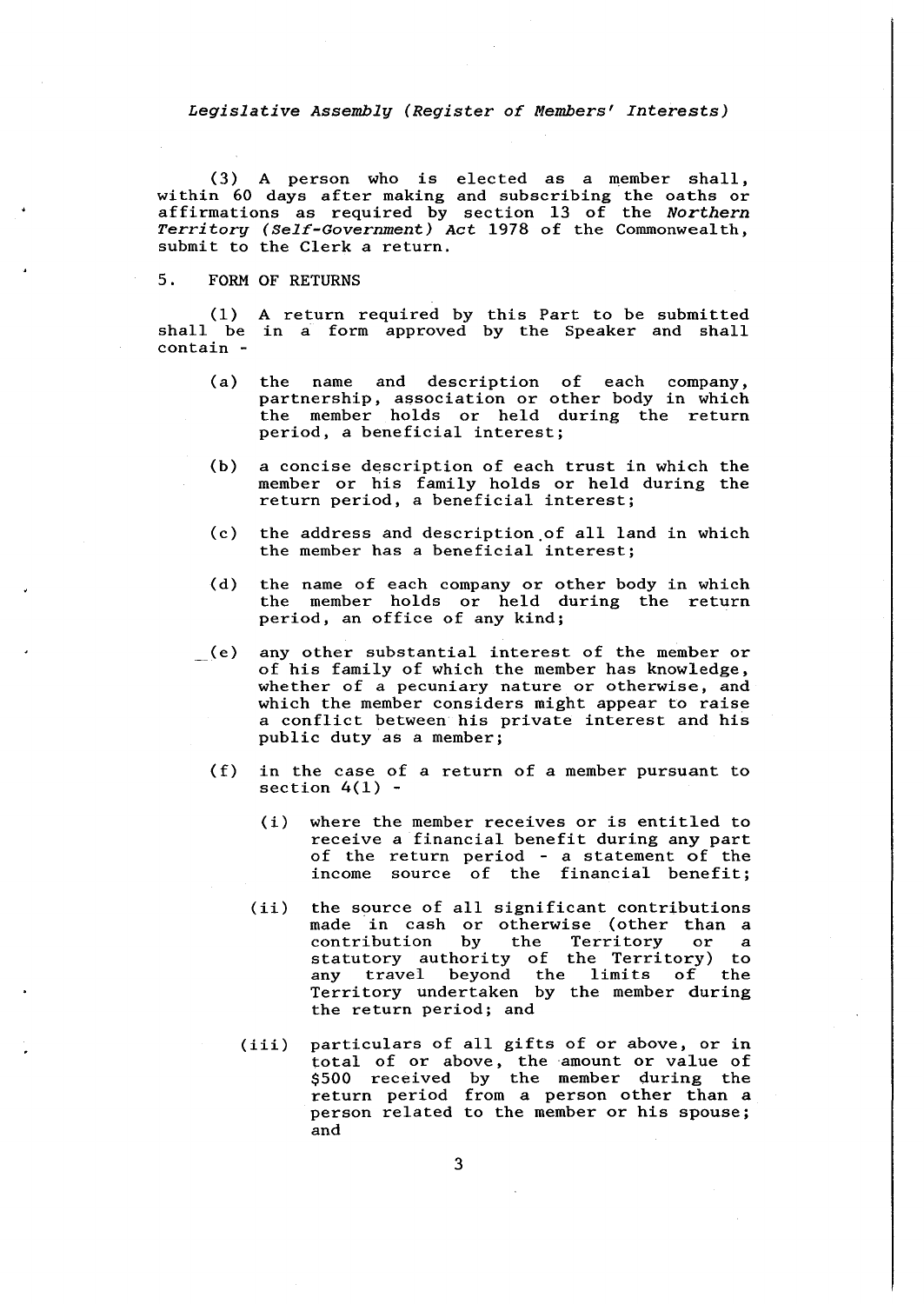(3) A person who is elected as a member shall, within 60 days after making and subscribing the oaths or affirmations as required by section 13 of the *Northern Territory (Self-Government) Act* 1978 of the Commonwealth, submit to the Clerk a return.

## 5. FORM OF RETURNS

(1) A return required by this Part to be submitted shall be in a form approved by the Speaker and shall contain -

(a) the name and description of each company, partnership, association or other body in which the member holds or held during the return period, a beneficial interest;

(b) a concise description of each trust in which the member or his family holds or held during the return period, a beneficial interest;

(c) the address and description of all land in which the member has a beneficial interest;

(d) the name of each company or other body in which the member holds or held during the return period, an office of any kind;

(e) any other substantial interest of the member or of his family of which the member has knowledge, whether of a pecuniary nature or otherwise, and which the member considers might appear to raise a conflict between his private interest and his public duty as a member;

(f) in the case of a return of a member pursuant to section 4(1) -

(i) where the member receives or is entitled to receive a financial benefit during any part of the return period - a statement of the income source of the financial benefit;

(ii) the source of all significant contributions made in cash or otherwise (other than a contribution by the Territory or a statutory authority of the Territory) to any travel beyond the limits of the Territory undertaken by the member during the return period; and

(iii) particulars of all gifts of or above, or in total of or above, the amount or value of $500 received by the member during the return period from a person other than a person related to the member or his spouse; and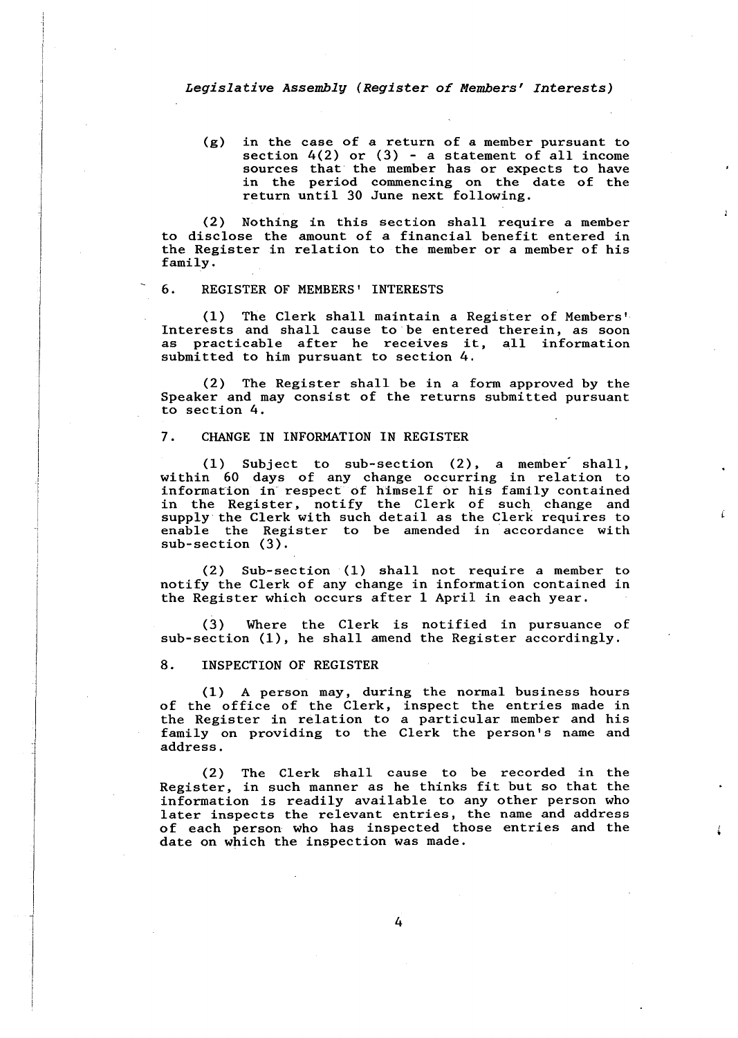(g) in the case of a return of a member pursuant to section 4(2) or (3) - a statement of all income sources that the member has or expects to have in the period commencing on the date of the return until 30 June next following.

(2) Nothing in this section shall require a member to disclose the amount of a financial benefit entered in the Register in relation to the member or a member of his family.

## 6. REGISTER OF MEMBERS' INTERESTS

(1) The Clerk shall maintain a Register of Members' Interests and shall cause to be entered therein, as soon as practicable after he receives it, all information submitted to him pursuant to section 4.

(2) The Register shall be in a form approved by the Speaker and may consist of the returns submitted pursuant to section 4.

## 7. CHANGE IN INFORMATION IN REGISTER

(1) Subject to sub-section (2), a member shall, within 60 days of any change occurring in relation to information in respect of himself or his family contained in the Register, notify the Clerk of such change and supply the Clerk with such detail as the Clerk requires to enable the Register to be amended in accordance with sub-section (3).

(2) Sub-section (1) shall not require a member to notify the Clerk of any change in information contained in the Register which occurs after 1 April in each year.

(3) Where the Clerk is notified in pursuance of sub-section (1), he shall amend the Register accordingly.

## 8. INSPECTION OF REGISTER

(1) A person may, during the normal business hours of the office of the Clerk, inspect the entries made in the Register in relation to a particular member and his family on providing to the Clerk the person's name and address.

(2) The Clerk shall cause to be recorded in the Register, in such manner as he thinks fit but so that the information is readily available to any other person who later inspects the relevant entries, the name and address of each person who has inspected those entries and the date on which the inspection was made.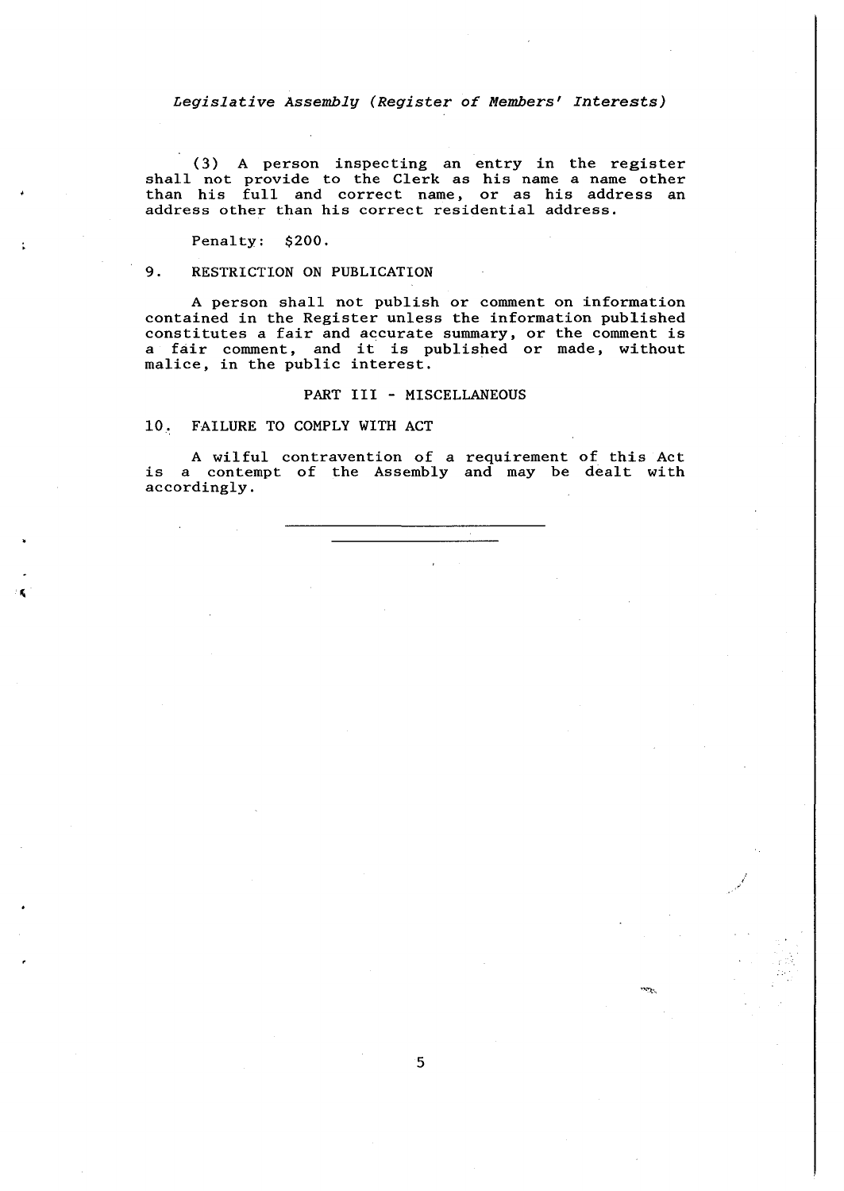(3) A person inspecting an entry in the register shall not provide to the Clerk as his name a name other than his full and correct name, or as his address an address other than his correct residential address.

Penalty: $200.

## 9. RESTRICTION ON PUBLICATION

A person shall not publish or comment on information contained in the Register unless the information published constitutes a fair and accurate summary, or the comment is a fair comment, and it is published or made, without malice, in the public interest.

## PART III - MISCELLANEOUS

## 10. FAILURE TO COMPLY WITH ACT

A wilful contravention of a requirement of this Act is a contempt of the Assembly and may be dealt with accordingly.